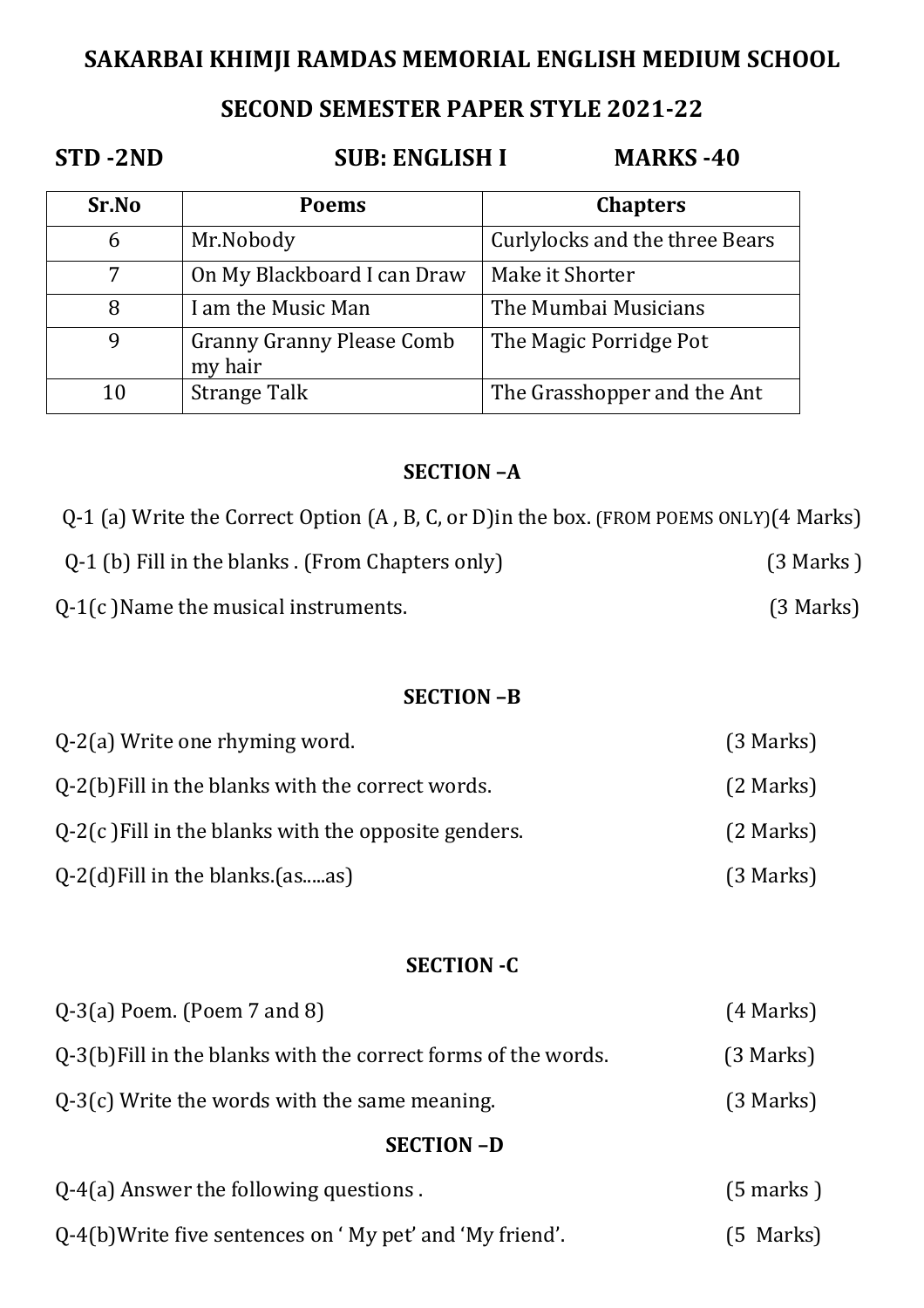# SAKARBAI KHIMJI RAMDAS MEMORIAL ENGLISH MEDIUM SCHOOL

## SECOND SEMESTER PAPER STYLE 2021-22

**STD -2ND** **SUB: ENGLISH I** **MARKS -40**

| Sr.No | Poems | Chapters |
|---|---|---|
| 6 | Mr.Nobody | Curlylocks and the three Bears |
| 7 | On My Blackboard I can Draw | Make it Shorter |
| 8 | I am the Music Man | The Mumbai Musicians |
| 9 | Granny Granny Please Comb my hair | The Magic Porridge Pot |
| 10 | Strange Talk | The Grasshopper and the Ant |

### SECTION –A

Q-1 (a) Write the Correct Option (A , B, C, or D)in the box. (FROM POEMS ONLY)(4 Marks)

Q-1 (b) Fill in the blanks . (From Chapters only) (3 Marks )

Q-1(c )Name the musical instruments. (3 Marks)

### SECTION –B

Q-2(a) Write one rhyming word. (3 Marks)

Q-2(b)Fill in the blanks with the correct words. (2 Marks)

Q-2(c )Fill in the blanks with the opposite genders. (2 Marks)

Q-2(d)Fill in the blanks.(as.....as) (3 Marks)

### SECTION -C

Q-3(a) Poem. (Poem 7 and 8) (4 Marks)

Q-3(b)Fill in the blanks with the correct forms of the words. (3 Marks)

Q-3(c) Write the words with the same meaning. (3 Marks)

### SECTION –D

Q-4(a) Answer the following questions . (5 marks )

Q-4(b)Write five sentences on ' My pet' and 'My friend'. (5 Marks)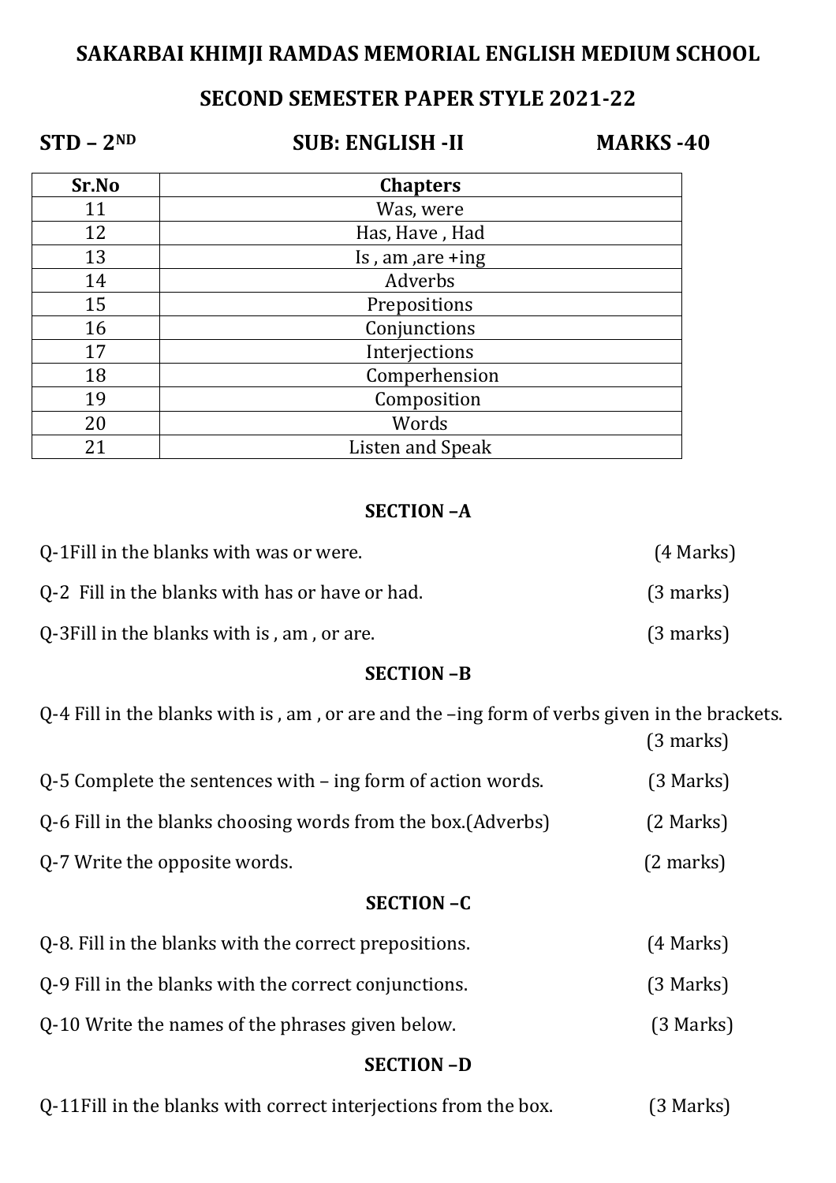# SAKARBAI KHIMJI RAMDAS MEMORIAL ENGLISH MEDIUM SCHOOL

## SECOND SEMESTER PAPER STYLE 2021-22

**STD – 2ND** **SUB: ENGLISH -II** **MARKS -40**

| Sr.No | Chapters |
|---|---|
| 11 | Was, were |
| 12 | Has, Have , Had |
| 13 | Is , am ,are +ing |
| 14 | Adverbs |
| 15 | Prepositions |
| 16 | Conjunctions |
| 17 | Interjections |
| 18 | Comperhension |
| 19 | Composition |
| 20 | Words |
| 21 | Listen and Speak |

### SECTION –A

Q-1Fill in the blanks with was or were. (4 Marks)

Q-2 Fill in the blanks with has or have or had. (3 marks)

Q-3Fill in the blanks with is , am , or are. (3 marks)

### SECTION –B

Q-4 Fill in the blanks with is , am , or are and the –ing form of verbs given in the brackets. (3 marks)

Q-5 Complete the sentences with – ing form of action words. (3 Marks)

Q-6 Fill in the blanks choosing words from the box.(Adverbs) (2 Marks)

Q-7 Write the opposite words. (2 marks)

### SECTION –C

Q-8. Fill in the blanks with the correct prepositions. (4 Marks)

Q-9 Fill in the blanks with the correct conjunctions. (3 Marks)

Q-10 Write the names of the phrases given below. (3 Marks)

### SECTION –D

Q-11Fill in the blanks with correct interjections from the box. (3 Marks)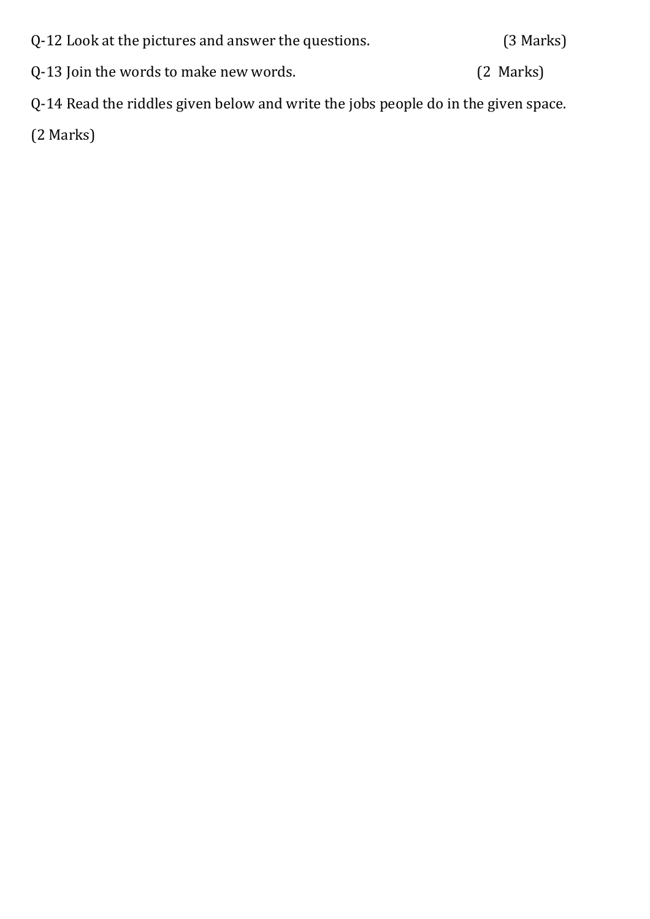Q-12 Look at the pictures and answer the questions. (3 Marks)

Q-13 Join the words to make new words. (2 Marks)

Q-14 Read the riddles given below and write the jobs people do in the given space.

(2 Marks)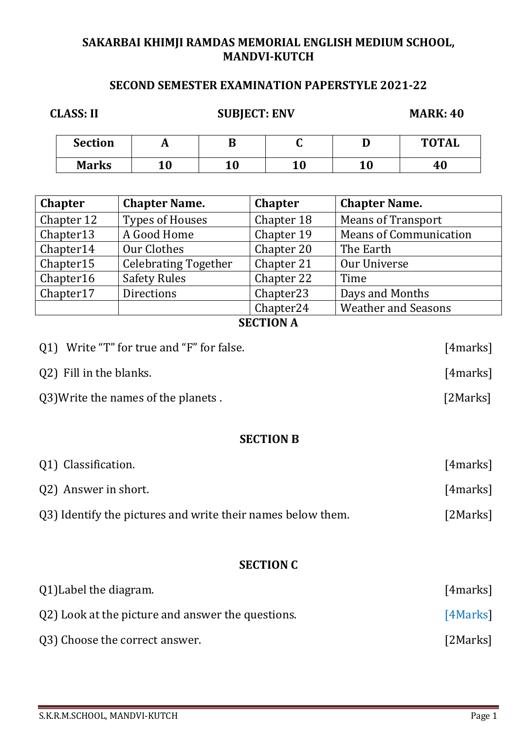**SAKARBAI KHIMJI RAMDAS MEMORIAL ENGLISH MEDIUM SCHOOL, MANDVI-KUTCH**

**SECOND SEMESTER EXAMINATION PAPERSTYLE 2021-22**

**CLASS: II** **SUBJECT: ENV** **MARK: 40**

| Section | A | B | C | D | TOTAL |
|---|---|---|---|---|---|
| **Marks** | **10** | **10** | **10** | **10** | **40** |

| Chapter | Chapter Name. | Chapter | Chapter Name. |
|---|---|---|---|
| Chapter 12 | Types of Houses | Chapter 18 | Means of Transport |
| Chapter13 | A Good Home | Chapter 19 | Means of Communication |
| Chapter14 | Our Clothes | Chapter 20 | The Earth |
| Chapter15 | Celebrating Together | Chapter 21 | Our Universe |
| Chapter16 | Safety Rules | Chapter 22 | Time |
| Chapter17 | Directions | Chapter23 | Days and Months |
| | | Chapter24 | Weather and Seasons |

## SECTION A

Q1) Write "T" for true and "F" for false. [4marks]

Q2) Fill in the blanks. [4marks]

Q3)Write the names of the planets . [2Marks]

## SECTION B

Q1) Classification. [4marks]

Q2) Answer in short. [4marks]

Q3) Identify the pictures and write their names below them. [2Marks]

## SECTION C

Q1)Label the diagram. [4marks]

Q2) Look at the picture and answer the questions. [4Marks]

Q3) Choose the correct answer. [2Marks]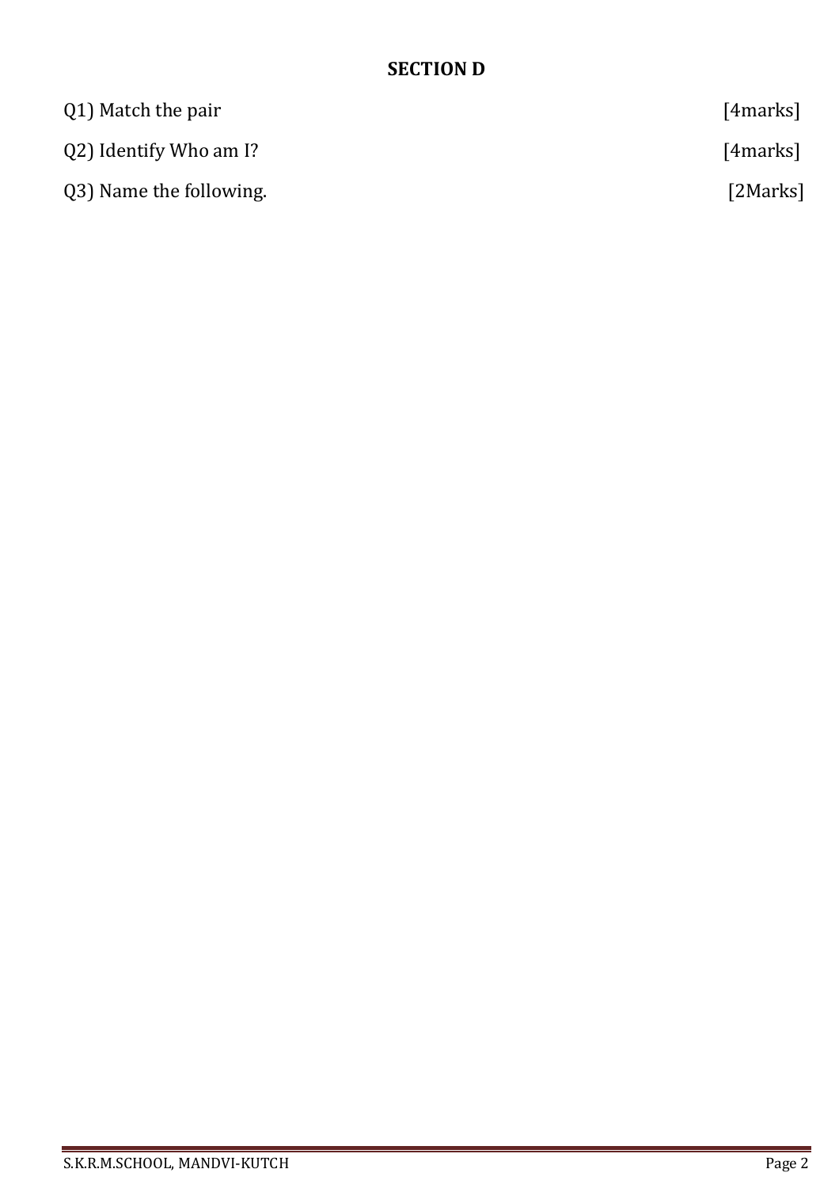## SECTION D

Q1) Match the pair [4marks]

Q2) Identify Who am I? [4marks]

Q3) Name the following. [2Marks]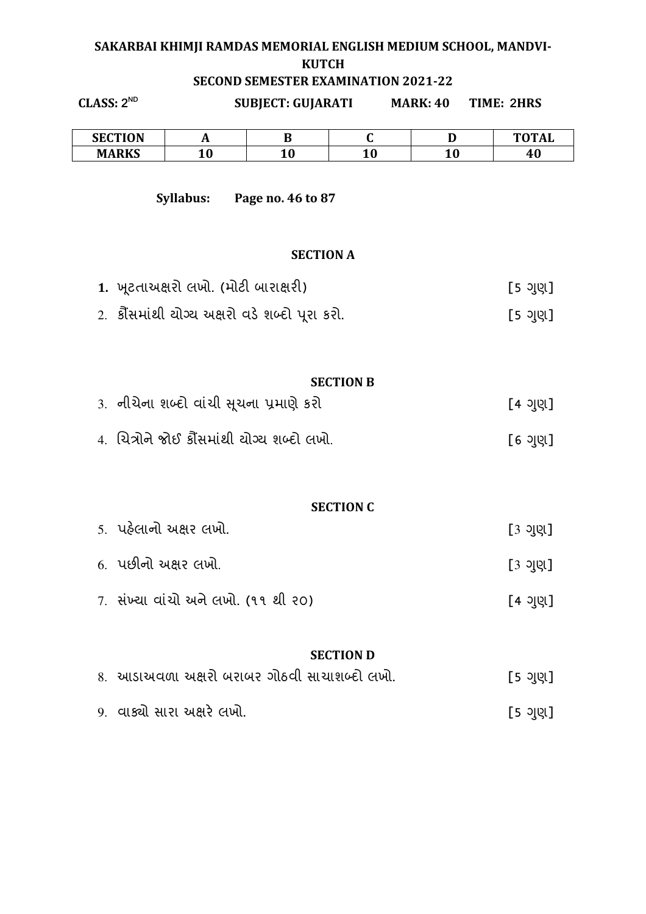**SAKARBAI KHIMJI RAMDAS MEMORIAL ENGLISH MEDIUM SCHOOL, MANDVI-KUTCH**

**SECOND SEMESTER EXAMINATION 2021-22**

**CLASS: 2[ND]** **SUBJECT: GUJARATI** **MARK: 40** **TIME: 2HRS**

| SECTION | A | B | C | D | TOTAL |
|---|---|---|---|---|---|
| MARKS | 10 | 10 | 10 | 10 | 40 |

**Syllabus: Page no. 46 to 87**

### SECTION A

**1.** ખૂટતાઅક્ષરો લખો. (મોટી બારાક્ષરી) [5 ગુણ]

2. કૌંસમાંથી યોગ્ય અક્ષરો વડે શબ્દો પૂરા કરો. [5 ગુણ]

### SECTION B

3. નીચેના શબ્દો વાંચી સૂચના પ્રમાણે કરો [4 ગુણ]

4. ચિત્રોને જોઈ કૌંસમાંથી યોગ્ય શબ્દો લખો. [6 ગુણ]

### SECTION C

5. પહેલાનો અક્ષર લખો. [3 ગુણ]

6. પછીનો અક્ષર લખો. [3 ગુણ]

7. સંખ્યા વાંચો અને લખો. (૧૧ થી ૨૦) [4 ગુણ]

### SECTION D

8. આડાઅવળા અક્ષરો બરાબર ગોઠવી સાચાશબ્દો લખો. [5 ગુણ]

9. વાક્યો સારા અક્ષરે લખો. [5 ગુણ]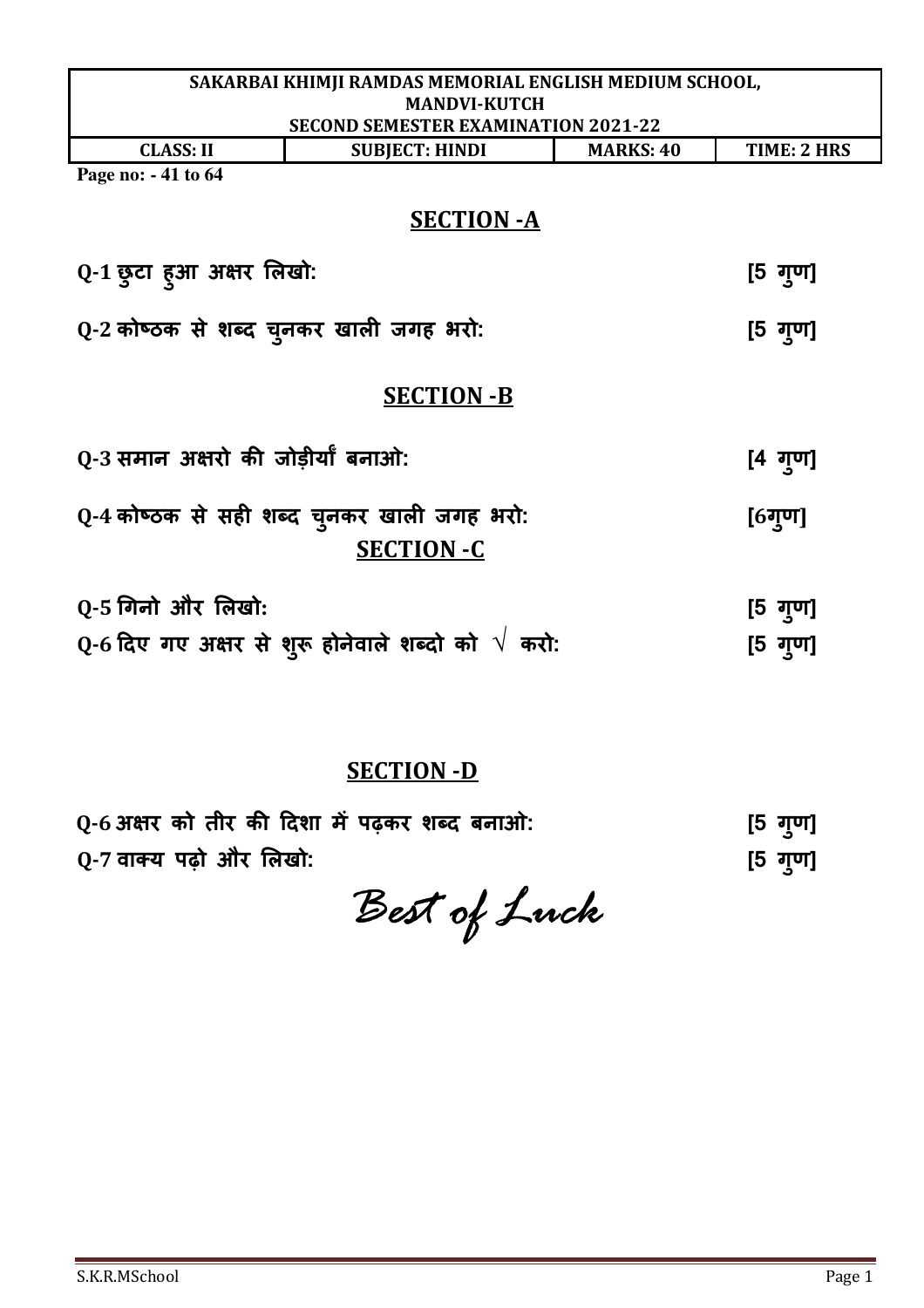| SAKARBAI KHIMJI RAMDAS MEMORIAL ENGLISH MEDIUM SCHOOL, MANDVI-KUTCH SECOND SEMESTER EXAMINATION 2021-22 | | | |
|---|---|---|---|
| CLASS: II | SUBJECT: HINDI | MARKS: 40 | TIME: 2 HRS |

**Page no: - 41 to 64**

## SECTION -A

**Q-1 छुटा हुआ अक्षर लिखो: [5 गुण]**

**Q-2 कोष्ठक से शब्द चुनकर खाली जगह भरो: [5 गुण]**

## SECTION -B

**Q-3 समान अक्षरो की जोड़ीयाँ बनाओ: [4 गुण]**

**Q-4 कोष्ठक से सही शब्द चुनकर खाली जगह भरो: [6गुण]**

## SECTION -C

**Q-5 गिनो और लिखो: [5 गुण]**

**Q-6 दिए गए अक्षर से शुरू होनेवाले शब्दो को √ करो: [5 गुण]**

## SECTION -D

**Q-6 अक्षर को तीर की दिशा में पढ़कर शब्द बनाओ: [5 गुण]**

**Q-7 वाक्य पढ़ो और लिखो: [5 गुण]**

*Best of Luck*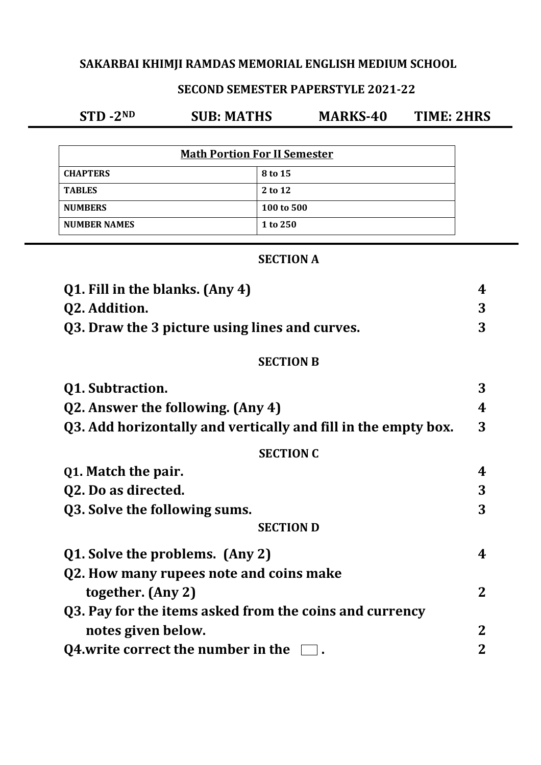**SAKARBAI KHIMJI RAMDAS MEMORIAL ENGLISH MEDIUM SCHOOL**

**SECOND SEMESTER PAPERSTYLE 2021-22**

**STD -2ND SUB: MATHS MARKS-40 TIME: 2HRS**

| **Math Portion For II Semester** | |
|---|---|
| **CHAPTERS** | **8 to 15** |
| **TABLES** | **2 to 12** |
| **NUMBERS** | **100 to 500** |
| **NUMBER NAMES** | **1 to 250** |

## SECTION A

**Q1. Fill in the blanks. (Any 4)** **4**

**Q2. Addition.** **3**

**Q3. Draw the 3 picture using lines and curves.** **3**

## SECTION B

**Q1. Subtraction.** **3**

**Q2. Answer the following. (Any 4)** **4**

**Q3. Add horizontally and vertically and fill in the empty box.** **3**

## SECTION C

**Q1. Match the pair.** **4**

**Q2. Do as directed.** **3**

**Q3. Solve the following sums.** **3**

## SECTION D

**Q1. Solve the problems. (Any 2)** **4**

**Q2. How many rupees note and coins make together. (Any 2)** **2**

**Q3. Pay for the items asked from the coins and currency notes given below.** **2**

**Q4.write correct the number in the □.** **2**